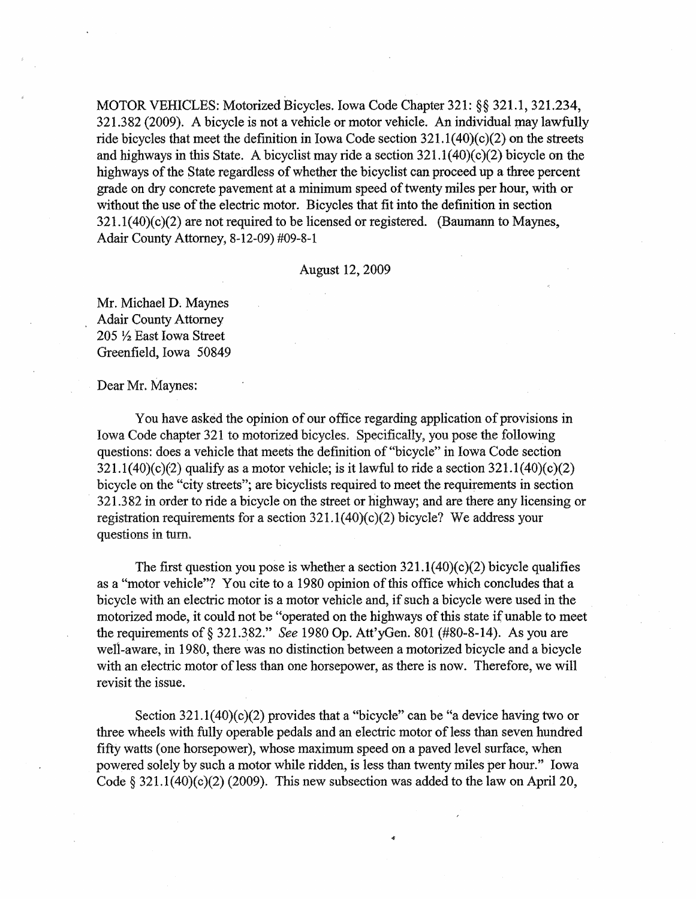MOTOR VEHICLES: Motorized Bicycles. Iowa Code Chapter 321: §§ 321.1, 321.234, 321.382 (2009). A bicycle is not a vehicle or motor vehicle. An individual may lawfully ride bicycles that meet the definition in Iowa Code section 321.1(40)(c)(2) on the streets and highways in this State. A bicyclist may ride a section 321.1(40)(c)(2) bicycle on the highways of the State regardless of whether the bicyclist can proceed up a three percent grade on dry concrete pavement at a minimum speed of twenty miles per hour, with or without the use of the electric motor. Bicycles that fit into the definition in section 321.1(40)(c)(2) are not required to be licensed or registered. (Baumann to Maynes, Adair County Attorney, 8-12-09) #09-8-1

August 12, 2009

Mr. Michael D. Maynes
Adair County Attorney
205 ½ East Iowa Street
Greenfield, Iowa 50849

Dear Mr. Maynes:

You have asked the opinion of our office regarding application of provisions in Iowa Code chapter 321 to motorized bicycles. Specifically, you pose the following questions: does a vehicle that meets the definition of "bicycle" in Iowa Code section 321.1(40)(c)(2) qualify as a motor vehicle; is it lawful to ride a section 321.1(40)(c)(2) bicycle on the "city streets"; are bicyclists required to meet the requirements in section 321.382 in order to ride a bicycle on the street or highway; and are there any licensing or registration requirements for a section 321.1(40)(c)(2) bicycle? We address your questions in turn.

The first question you pose is whether a section 321.1(40)(c)(2) bicycle qualifies as a "motor vehicle"? You cite to a 1980 opinion of this office which concludes that a bicycle with an electric motor is a motor vehicle and, if such a bicycle were used in the motorized mode, it could not be "operated on the highways of this state if unable to meet the requirements of § 321.382." *See* 1980 Op. Att'yGen. 801 (#80-8-14). As you are well-aware, in 1980, there was no distinction between a motorized bicycle and a bicycle with an electric motor of less than one horsepower, as there is now. Therefore, we will revisit the issue.

Section 321.1(40)(c)(2) provides that a "bicycle" can be "a device having two or three wheels with fully operable pedals and an electric motor of less than seven hundred fifty watts (one horsepower), whose maximum speed on a paved level surface, when powered solely by such a motor while ridden, is less than twenty miles per hour." Iowa Code § 321.1(40)(c)(2) (2009). This new subsection was added to the law on April 20,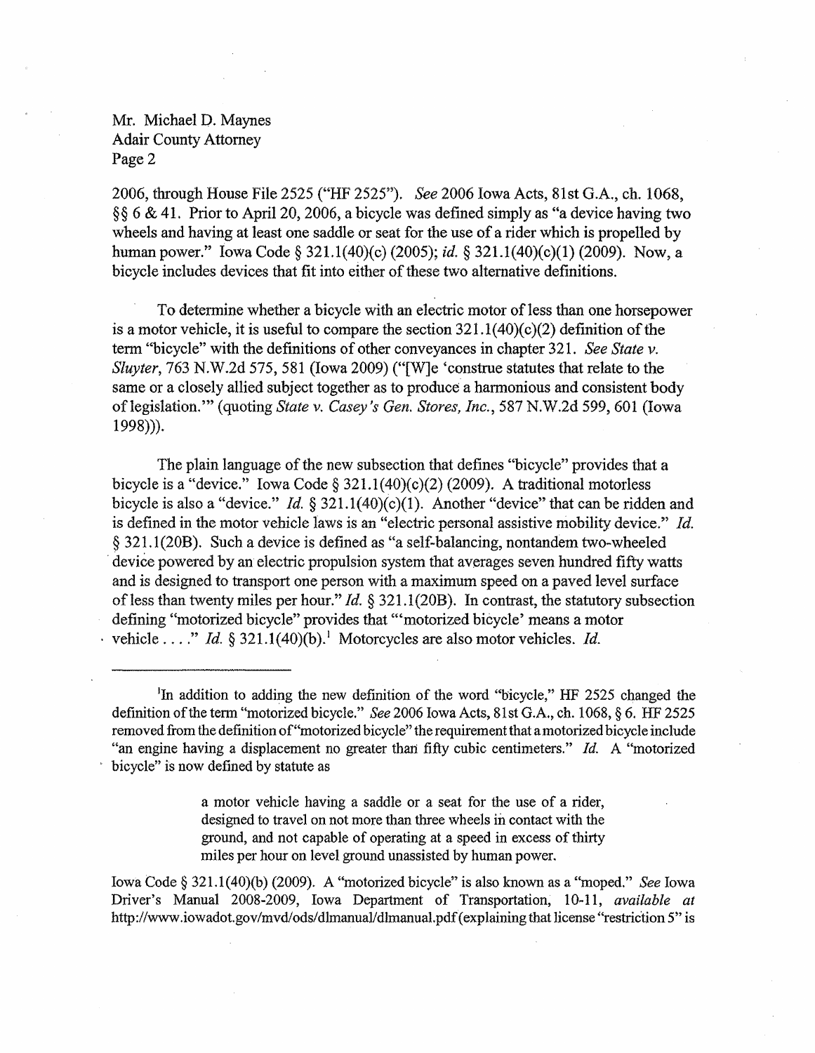2006, through House File 2525 ("HF 2525"). *See* 2006 Iowa Acts, 81st G.A., ch. 1068, §§ 6 & 41. Prior to April 20, 2006, a bicycle was defined simply as "a device having two wheels and having at least one saddle or seat for the use of a rider which is propelled by human power." Iowa Code § 321.1(40)(c) (2005); *id.* § 321.1(40)(c)(1) (2009). Now, a bicycle includes devices that fit into either of these two alternative definitions.

To determine whether a bicycle with an electric motor of less than one horsepower is a motor vehicle, it is useful to compare the section 321.1(40)(c)(2) definition of the term "bicycle" with the definitions of other conveyances in chapter 321. *See State v. Sluyter*, 763 N.W.2d 575, 581 (Iowa 2009) ("[W]e 'construe statutes that relate to the same or a closely allied subject together as to produce a harmonious and consistent body of legislation.'" (quoting *State v. Casey's Gen. Stores, Inc.*, 587 N.W.2d 599, 601 (Iowa 1998))).

The plain language of the new subsection that defines "bicycle" provides that a bicycle is a "device." Iowa Code § 321.1(40)(c)(2) (2009). A traditional motorless bicycle is also a "device." *Id.* § 321.1(40)(c)(1). Another "device" that can be ridden and is defined in the motor vehicle laws is an "electric personal assistive mobility device." *Id.* § 321.1(20B). Such a device is defined as "a self-balancing, nontandem two-wheeled device powered by an electric propulsion system that averages seven hundred fifty watts and is designed to transport one person with a maximum speed on a paved level surface of less than twenty miles per hour." *Id.* § 321.1(20B). In contrast, the statutory subsection defining "motorized bicycle" provides that "'motorized bicycle' means a motor vehicle . . . ." *Id.* § 321.1(40)(b).[1] Motorcycles are also motor vehicles. *Id.*

---

[1] In addition to adding the new definition of the word "bicycle," HF 2525 changed the definition of the term "motorized bicycle." *See* 2006 Iowa Acts, 81st G.A., ch. 1068, § 6. HF 2525 removed from the definition of "motorized bicycle" the requirement that a motorized bicycle include "an engine having a displacement no greater than fifty cubic centimeters." *Id.* A "motorized bicycle" is now defined by statute as

> a motor vehicle having a saddle or a seat for the use of a rider, designed to travel on not more than three wheels in contact with the ground, and not capable of operating at a speed in excess of thirty miles per hour on level ground unassisted by human power.

Iowa Code § 321.1(40)(b) (2009). A "motorized bicycle" is also known as a "moped." *See* Iowa Driver's Manual 2008-2009, Iowa Department of Transportation, 10-11, *available at* http://www.iowadot.gov/mvd/ods/dlmanual/dlmanual.pdf (explaining that license "restriction 5" is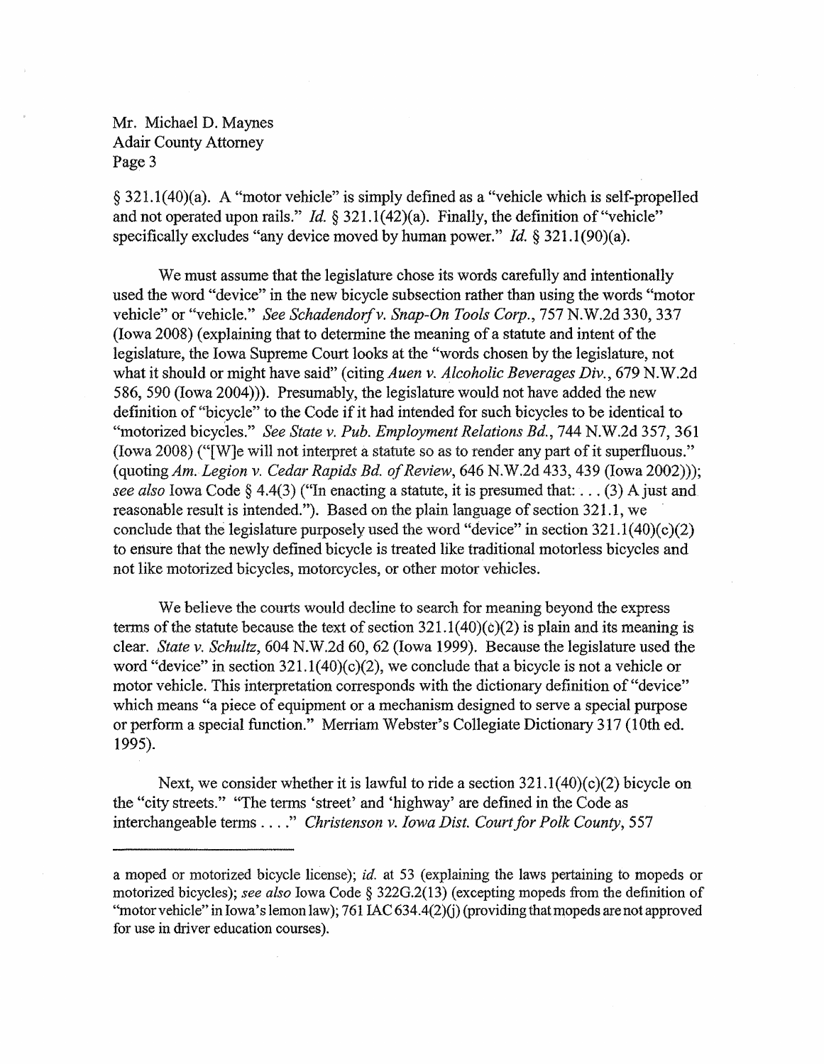§ 321.1(40)(a). A "motor vehicle" is simply defined as a "vehicle which is self-propelled and not operated upon rails." *Id.* § 321.1(42)(a). Finally, the definition of "vehicle" specifically excludes "any device moved by human power." *Id.* § 321.1(90)(a).

We must assume that the legislature chose its words carefully and intentionally used the word "device" in the new bicycle subsection rather than using the words "motor vehicle" or "vehicle." *See Schadendorf v. Snap-On Tools Corp.*, 757 N.W.2d 330, 337 (Iowa 2008) (explaining that to determine the meaning of a statute and intent of the legislature, the Iowa Supreme Court looks at the "words chosen by the legislature, not what it should or might have said" (citing *Auen v. Alcoholic Beverages Div.*, 679 N.W.2d 586, 590 (Iowa 2004))). Presumably, the legislature would not have added the new definition of "bicycle" to the Code if it had intended for such bicycles to be identical to "motorized bicycles." *See State v. Pub. Employment Relations Bd.*, 744 N.W.2d 357, 361 (Iowa 2008) ("[W]e will not interpret a statute so as to render any part of it superfluous." (quoting *Am. Legion v. Cedar Rapids Bd. of Review*, 646 N.W.2d 433, 439 (Iowa 2002))); *see also* Iowa Code § 4.4(3) ("In enacting a statute, it is presumed that: . . . (3) A just and reasonable result is intended."). Based on the plain language of section 321.1, we conclude that the legislature purposely used the word "device" in section 321.1(40)(c)(2) to ensure that the newly defined bicycle is treated like traditional motorless bicycles and not like motorized bicycles, motorcycles, or other motor vehicles.

We believe the courts would decline to search for meaning beyond the express terms of the statute because the text of section 321.1(40)(c)(2) is plain and its meaning is clear. *State v. Schultz*, 604 N.W.2d 60, 62 (Iowa 1999). Because the legislature used the word "device" in section 321.1(40)(c)(2), we conclude that a bicycle is not a vehicle or motor vehicle. This interpretation corresponds with the dictionary definition of "device" which means "a piece of equipment or a mechanism designed to serve a special purpose or perform a special function." Merriam Webster's Collegiate Dictionary 317 (10th ed. 1995).

Next, we consider whether it is lawful to ride a section 321.1(40)(c)(2) bicycle on the "city streets." "The terms 'street' and 'highway' are defined in the Code as interchangeable terms . . . ." *Christenson v. Iowa Dist. Court for Polk County*, 557

---

a moped or motorized bicycle license); *id.* at 53 (explaining the laws pertaining to mopeds or motorized bicycles); *see also* Iowa Code § 322G.2(13) (excepting mopeds from the definition of "motor vehicle" in Iowa's lemon law); 761 IAC 634.4(2)(j) (providing that mopeds are not approved for use in driver education courses).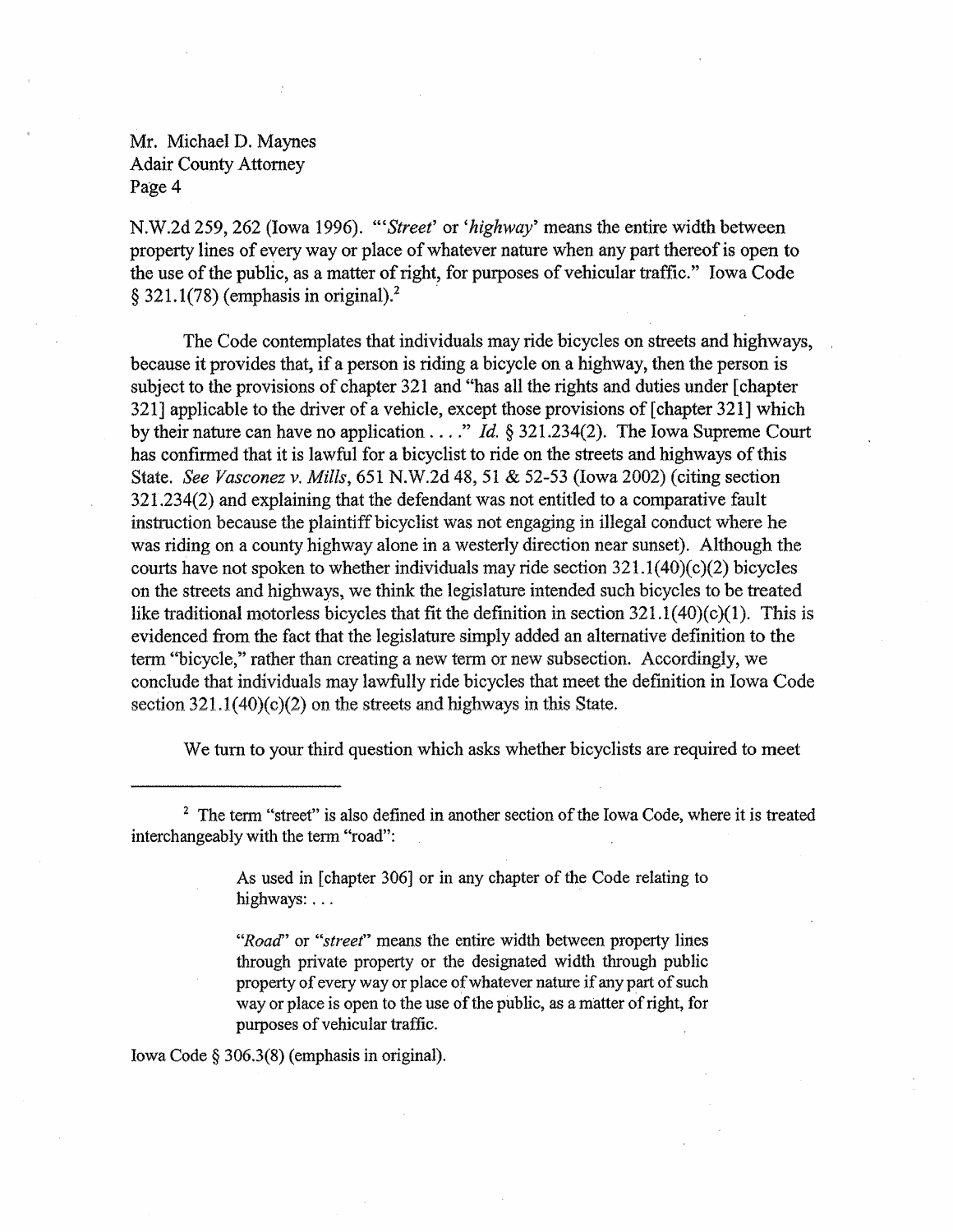N.W.2d 259, 262 (Iowa 1996). "'*Street*' or '*highway*' means the entire width between property lines of every way or place of whatever nature when any part thereof is open to the use of the public, as a matter of right, for purposes of vehicular traffic." Iowa Code § 321.1(78) (emphasis in original).[2]

The Code contemplates that individuals may ride bicycles on streets and highways, because it provides that, if a person is riding a bicycle on a highway, then the person is subject to the provisions of chapter 321 and "has all the rights and duties under [chapter 321] applicable to the driver of a vehicle, except those provisions of [chapter 321] which by their nature can have no application . . . ." *Id.* § 321.234(2). The Iowa Supreme Court has confirmed that it is lawful for a bicyclist to ride on the streets and highways of this State. *See Vasconez v. Mills*, 651 N.W.2d 48, 51 & 52-53 (Iowa 2002) (citing section 321.234(2) and explaining that the defendant was not entitled to a comparative fault instruction because the plaintiff bicyclist was not engaging in illegal conduct where he was riding on a county highway alone in a westerly direction near sunset). Although the courts have not spoken to whether individuals may ride section 321.1(40)(c)(2) bicycles on the streets and highways, we think the legislature intended such bicycles to be treated like traditional motorless bicycles that fit the definition in section 321.1(40)(c)(1). This is evidenced from the fact that the legislature simply added an alternative definition to the term "bicycle," rather than creating a new term or new subsection. Accordingly, we conclude that individuals may lawfully ride bicycles that meet the definition in Iowa Code section 321.1(40)(c)(2) on the streets and highways in this State.

We turn to your third question which asks whether bicyclists are required to meet

---

[2] The term "street" is also defined in another section of the Iowa Code, where it is treated interchangeably with the term "road":

> As used in [chapter 306] or in any chapter of the Code relating to highways: . . .
>
> "*Road*" or "*street*" means the entire width between property lines through private property or the designated width through public property of every way or place of whatever nature if any part of such way or place is open to the use of the public, as a matter of right, for purposes of vehicular traffic.

Iowa Code § 306.3(8) (emphasis in original).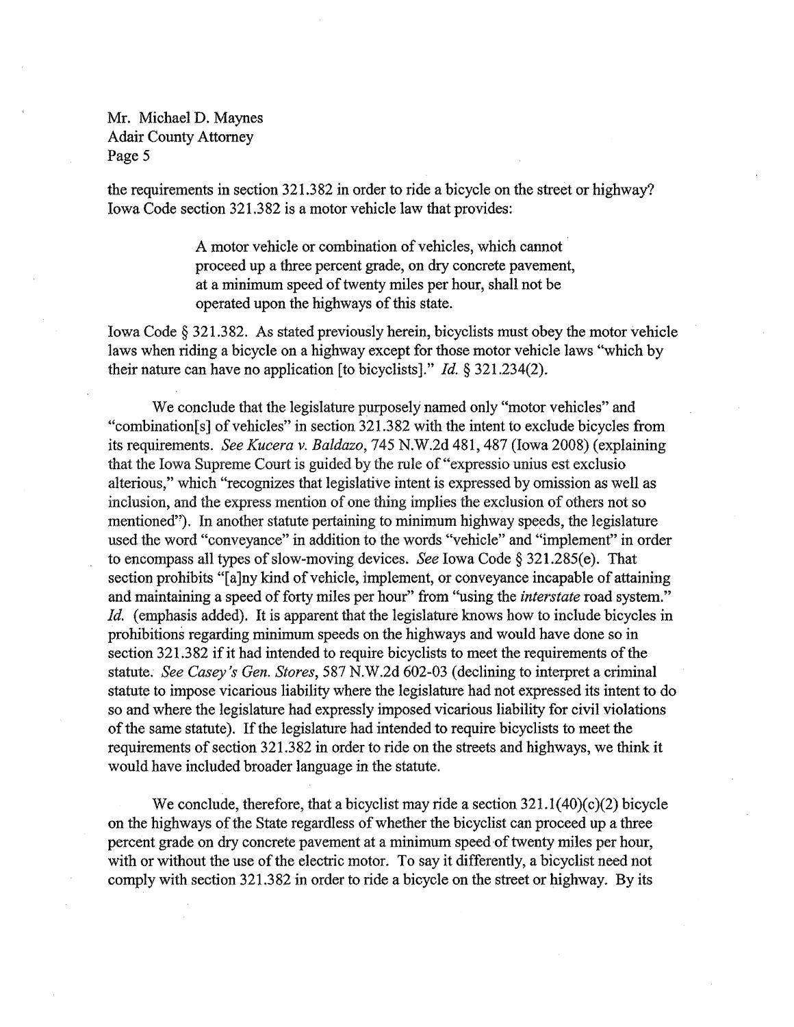the requirements in section 321.382 in order to ride a bicycle on the street or highway? Iowa Code section 321.382 is a motor vehicle law that provides:

> A motor vehicle or combination of vehicles, which cannot proceed up a three percent grade, on dry concrete pavement, at a minimum speed of twenty miles per hour, shall not be operated upon the highways of this state.

Iowa Code § 321.382. As stated previously herein, bicyclists must obey the motor vehicle laws when riding a bicycle on a highway except for those motor vehicle laws "which by their nature can have no application [to bicyclists]." *Id.* § 321.234(2).

We conclude that the legislature purposely named only "motor vehicles" and "combination[s] of vehicles" in section 321.382 with the intent to exclude bicycles from its requirements. *See Kucera v. Baldazo*, 745 N.W.2d 481, 487 (Iowa 2008) (explaining that the Iowa Supreme Court is guided by the rule of "expressio unius est exclusio alterious," which "recognizes that legislative intent is expressed by omission as well as inclusion, and the express mention of one thing implies the exclusion of others not so mentioned"). In another statute pertaining to minimum highway speeds, the legislature used the word "conveyance" in addition to the words "vehicle" and "implement" in order to encompass all types of slow-moving devices. *See* Iowa Code § 321.285(e). That section prohibits "[a]ny kind of vehicle, implement, or conveyance incapable of attaining and maintaining a speed of forty miles per hour" from "using the *interstate* road system." *Id.* (emphasis added). It is apparent that the legislature knows how to include bicycles in prohibitions regarding minimum speeds on the highways and would have done so in section 321.382 if it had intended to require bicyclists to meet the requirements of the statute. *See Casey's Gen. Stores*, 587 N.W.2d 602-03 (declining to interpret a criminal statute to impose vicarious liability where the legislature had not expressed its intent to do so and where the legislature had expressly imposed vicarious liability for civil violations of the same statute). If the legislature had intended to require bicyclists to meet the requirements of section 321.382 in order to ride on the streets and highways, we think it would have included broader language in the statute.

We conclude, therefore, that a bicyclist may ride a section 321.1(40)(c)(2) bicycle on the highways of the State regardless of whether the bicyclist can proceed up a three percent grade on dry concrete pavement at a minimum speed of twenty miles per hour, with or without the use of the electric motor. To say it differently, a bicyclist need not comply with section 321.382 in order to ride a bicycle on the street or highway. By its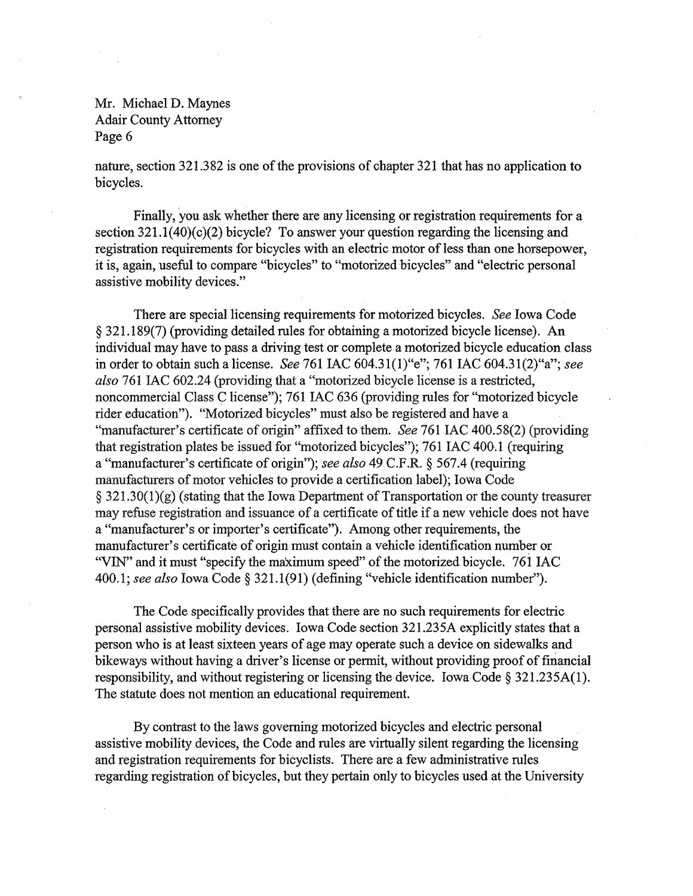nature, section 321.382 is one of the provisions of chapter 321 that has no application to bicycles.

Finally, you ask whether there are any licensing or registration requirements for a section 321.1(40)(c)(2) bicycle? To answer your question regarding the licensing and registration requirements for bicycles with an electric motor of less than one horsepower, it is, again, useful to compare "bicycles" to "motorized bicycles" and "electric personal assistive mobility devices."

There are special licensing requirements for motorized bicycles. *See* Iowa Code § 321.189(7) (providing detailed rules for obtaining a motorized bicycle license). An individual may have to pass a driving test or complete a motorized bicycle education class in order to obtain such a license. *See* 761 IAC 604.31(1)"e"; 761 IAC 604.31(2)"a"; *see also* 761 IAC 602.24 (providing that a "motorized bicycle license is a restricted, noncommercial Class C license"); 761 IAC 636 (providing rules for "motorized bicycle rider education"). "Motorized bicycles" must also be registered and have a "manufacturer's certificate of origin" affixed to them. *See* 761 IAC 400.58(2) (providing that registration plates be issued for "motorized bicycles"); 761 IAC 400.1 (requiring a "manufacturer's certificate of origin"); *see also* 49 C.F.R. § 567.4 (requiring manufacturers of motor vehicles to provide a certification label); Iowa Code § 321.30(1)(g) (stating that the Iowa Department of Transportation or the county treasurer may refuse registration and issuance of a certificate of title if a new vehicle does not have a "manufacturer's or importer's certificate"). Among other requirements, the manufacturer's certificate of origin must contain a vehicle identification number or "VIN" and it must "specify the maximum speed" of the motorized bicycle. 761 IAC 400.1; *see also* Iowa Code § 321.1(91) (defining "vehicle identification number").

The Code specifically provides that there are no such requirements for electric personal assistive mobility devices. Iowa Code section 321.235A explicitly states that a person who is at least sixteen years of age may operate such a device on sidewalks and bikeways without having a driver's license or permit, without providing proof of financial responsibility, and without registering or licensing the device. Iowa Code § 321.235A(1). The statute does not mention an educational requirement.

By contrast to the laws governing motorized bicycles and electric personal assistive mobility devices, the Code and rules are virtually silent regarding the licensing and registration requirements for bicyclists. There are a few administrative rules regarding registration of bicycles, but they pertain only to bicycles used at the University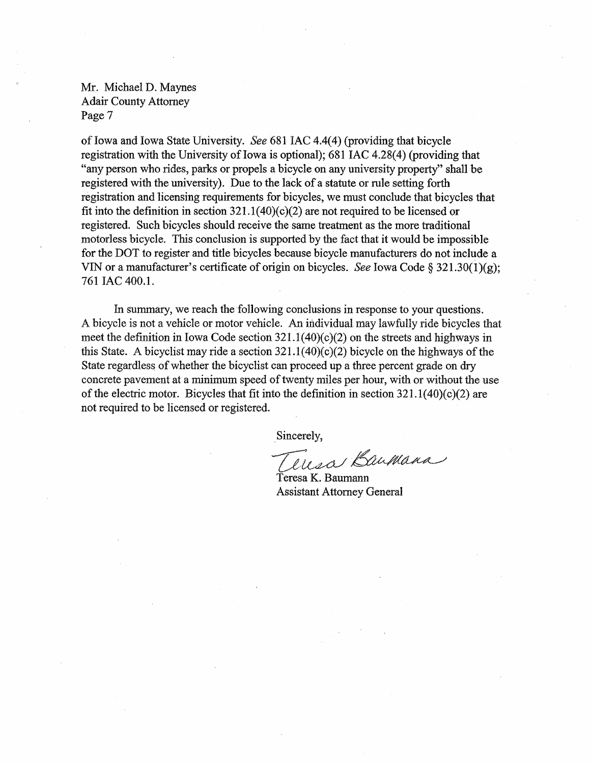of Iowa and Iowa State University. *See* 681 IAC 4.4(4) (providing that bicycle registration with the University of Iowa is optional); 681 IAC 4.28(4) (providing that "any person who rides, parks or propels a bicycle on any university property" shall be registered with the university). Due to the lack of a statute or rule setting forth registration and licensing requirements for bicycles, we must conclude that bicycles that fit into the definition in section 321.1(40)(c)(2) are not required to be licensed or registered. Such bicycles should receive the same treatment as the more traditional motorless bicycle. This conclusion is supported by the fact that it would be impossible for the DOT to register and title bicycles because bicycle manufacturers do not include a VIN or a manufacturer's certificate of origin on bicycles. *See* Iowa Code § 321.30(1)(g); 761 IAC 400.1.

In summary, we reach the following conclusions in response to your questions. A bicycle is not a vehicle or motor vehicle. An individual may lawfully ride bicycles that meet the definition in Iowa Code section 321.1(40)(c)(2) on the streets and highways in this State. A bicyclist may ride a section 321.1(40)(c)(2) bicycle on the highways of the State regardless of whether the bicyclist can proceed up a three percent grade on dry concrete pavement at a minimum speed of twenty miles per hour, with or without the use of the electric motor. Bicycles that fit into the definition in section 321.1(40)(c)(2) are not required to be licensed or registered.

Sincerely,

Teresa Baumann

Teresa K. Baumann
Assistant Attorney General